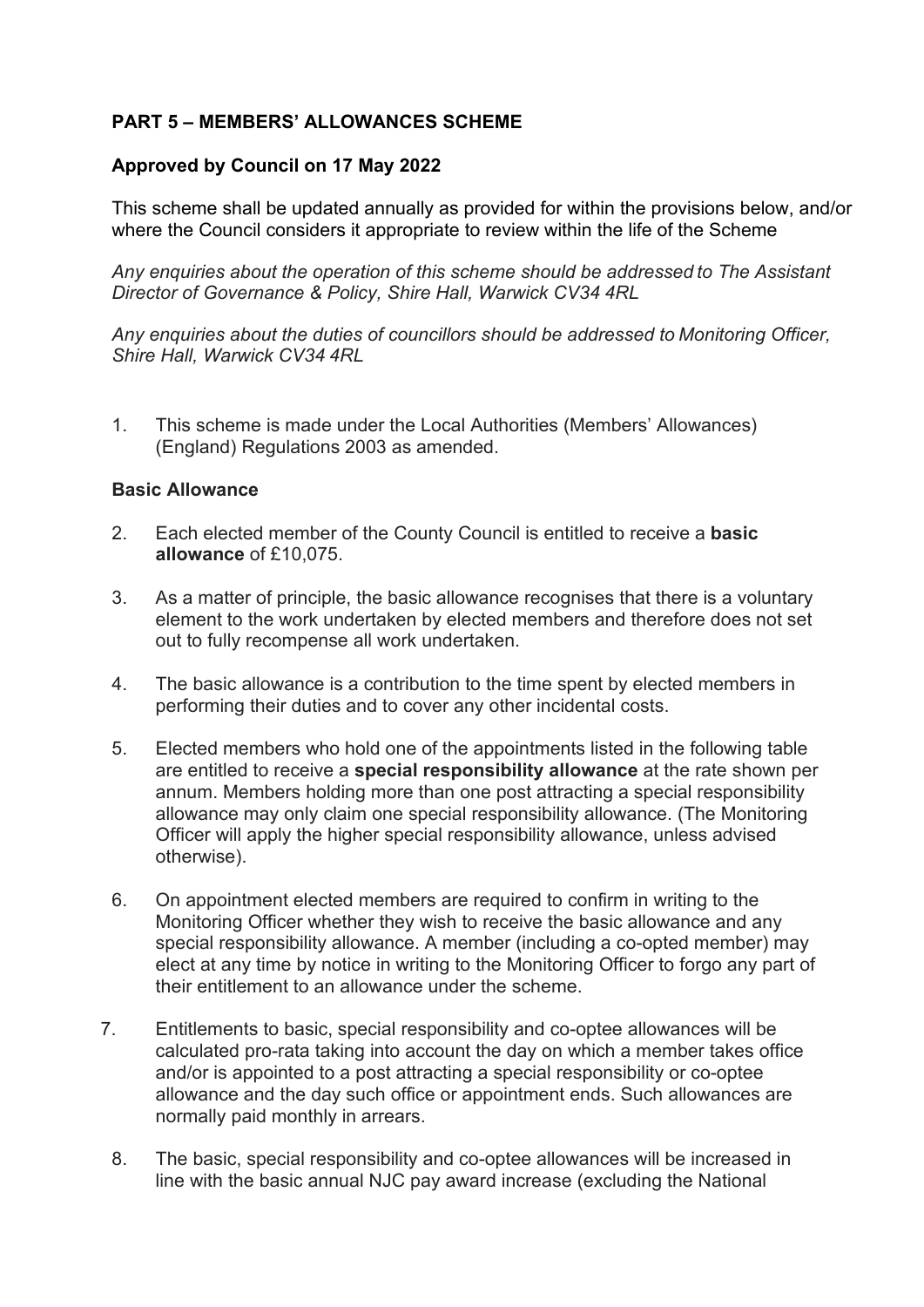## PART 5 – MEMBERS' ALLOWANCES SCHEME

### Approved by Council on 17 May 2022

This scheme shall be updated annually as provided for within the provisions below, and/or where the Council considers it appropriate to review within the life of the Scheme

*Any enquiries about the operation of this scheme should be addressed to The Assistant Director of Governance & Policy, Shire Hall, Warwick CV34 4RL*

*Any enquiries about the duties of councillors should be addressed to Monitoring Officer, Shire Hall, Warwick CV34 4RL*

1. This scheme is made under the Local Authorities (Members' Allowances) (England) Regulations 2003 as amended.

### Basic Allowance

2. Each elected member of the County Council is entitled to receive a **basic allowance** of £10,075.

3. As a matter of principle, the basic allowance recognises that there is a voluntary element to the work undertaken by elected members and therefore does not set out to fully recompense all work undertaken.

4. The basic allowance is a contribution to the time spent by elected members in performing their duties and to cover any other incidental costs.

5. Elected members who hold one of the appointments listed in the following table are entitled to receive a **special responsibility allowance** at the rate shown per annum. Members holding more than one post attracting a special responsibility allowance may only claim one special responsibility allowance. (The Monitoring Officer will apply the higher special responsibility allowance, unless advised otherwise).

6. On appointment elected members are required to confirm in writing to the Monitoring Officer whether they wish to receive the basic allowance and any special responsibility allowance. A member (including a co-opted member) may elect at any time by notice in writing to the Monitoring Officer to forgo any part of their entitlement to an allowance under the scheme.

7. Entitlements to basic, special responsibility and co-optee allowances will be calculated pro-rata taking into account the day on which a member takes office and/or is appointed to a post attracting a special responsibility or co-optee allowance and the day such office or appointment ends. Such allowances are normally paid monthly in arrears.

8. The basic, special responsibility and co-optee allowances will be increased in line with the basic annual NJC pay award increase (excluding the National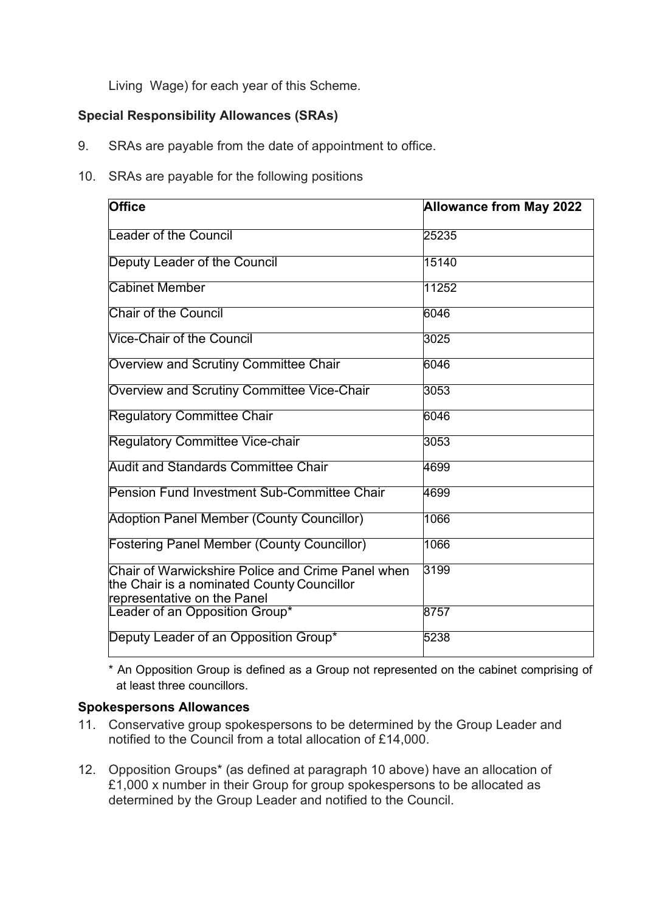Living  Wage) for each year of this Scheme.

**Special Responsibility Allowances (SRAs)**

9. SRAs are payable from the date of appointment to office.

10. SRAs are payable for the following positions

| Office | Allowance from May 2022 |
| --- | --- |
| Leader of the Council | 25235 |
| Deputy Leader of the Council | 15140 |
| Cabinet Member | 11252 |
| Chair of the Council | 6046 |
| Vice-Chair of the Council | 3025 |
| Overview and Scrutiny Committee Chair | 6046 |
| Overview and Scrutiny Committee Vice-Chair | 3053 |
| Regulatory Committee Chair | 6046 |
| Regulatory Committee Vice-chair | 3053 |
| Audit and Standards Committee Chair | 4699 |
| Pension Fund Investment Sub-Committee Chair | 4699 |
| Adoption Panel Member (County Councillor) | 1066 |
| Fostering Panel Member (County Councillor) | 1066 |
| Chair of Warwickshire Police and Crime Panel when the Chair is a nominated County Councillor representative on the Panel | 3199 |
| Leader of an Opposition Group* | 8757 |
| Deputy Leader of an Opposition Group* | 5238 |

\* An Opposition Group is defined as a Group not represented on the cabinet comprising of at least three councillors.

**Spokespersons Allowances**

11. Conservative group spokespersons to be determined by the Group Leader and notified to the Council from a total allocation of £14,000.

12. Opposition Groups* (as defined at paragraph 10 above) have an allocation of £1,000 x number in their Group for group spokespersons to be allocated as determined by the Group Leader and notified to the Council.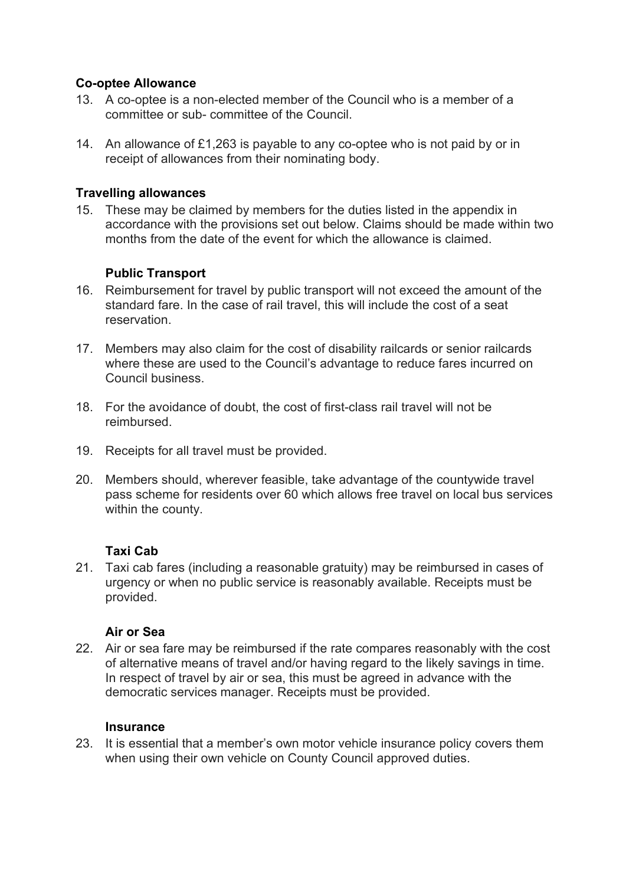### Co-optee Allowance

13. A co-optee is a non-elected member of the Council who is a member of a committee or sub- committee of the Council.

14. An allowance of £1,263 is payable to any co-optee who is not paid by or in receipt of allowances from their nominating body.

### Travelling allowances

15. These may be claimed by members for the duties listed in the appendix in accordance with the provisions set out below. Claims should be made within two months from the date of the event for which the allowance is claimed.

#### Public Transport

16. Reimbursement for travel by public transport will not exceed the amount of the standard fare. In the case of rail travel, this will include the cost of a seat reservation.

17. Members may also claim for the cost of disability railcards or senior railcards where these are used to the Council's advantage to reduce fares incurred on Council business.

18. For the avoidance of doubt, the cost of first-class rail travel will not be reimbursed.

19. Receipts for all travel must be provided.

20. Members should, wherever feasible, take advantage of the countywide travel pass scheme for residents over 60 which allows free travel on local bus services within the county.

#### Taxi Cab

21. Taxi cab fares (including a reasonable gratuity) may be reimbursed in cases of urgency or when no public service is reasonably available. Receipts must be provided.

#### Air or Sea

22. Air or sea fare may be reimbursed if the rate compares reasonably with the cost of alternative means of travel and/or having regard to the likely savings in time. In respect of travel by air or sea, this must be agreed in advance with the democratic services manager. Receipts must be provided.

#### Insurance

23. It is essential that a member's own motor vehicle insurance policy covers them when using their own vehicle on County Council approved duties.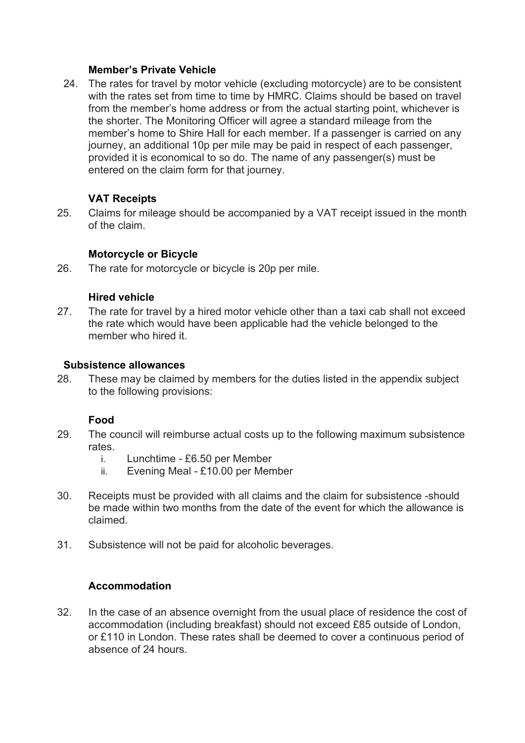**Member's Private Vehicle**

24. The rates for travel by motor vehicle (excluding motorcycle) are to be consistent with the rates set from time to time by HMRC. Claims should be based on travel from the member's home address or from the actual starting point, whichever is the shorter. The Monitoring Officer will agree a standard mileage from the member's home to Shire Hall for each member. If a passenger is carried on any journey, an additional 10p per mile may be paid in respect of each passenger, provided it is economical to so do. The name of any passenger(s) must be entered on the claim form for that journey.

**VAT Receipts**

25. Claims for mileage should be accompanied by a VAT receipt issued in the month of the claim.

**Motorcycle or Bicycle**

26. The rate for motorcycle or bicycle is 20p per mile.

**Hired vehicle**

27. The rate for travel by a hired motor vehicle other than a taxi cab shall not exceed the rate which would have been applicable had the vehicle belonged to the member who hired it.

**Subsistence allowances**

28. These may be claimed by members for the duties listed in the appendix subject to the following provisions:

**Food**

29. The council will reimburse actual costs up to the following maximum subsistence rates.
    i. Lunchtime - £6.50 per Member
    ii. Evening Meal - £10.00 per Member

30. Receipts must be provided with all claims and the claim for subsistence -should be made within two months from the date of the event for which the allowance is claimed.

31. Subsistence will not be paid for alcoholic beverages.

**Accommodation**

32. In the case of an absence overnight from the usual place of residence the cost of accommodation (including breakfast) should not exceed £85 outside of London, or £110 in London. These rates shall be deemed to cover a continuous period of absence of 24 hours.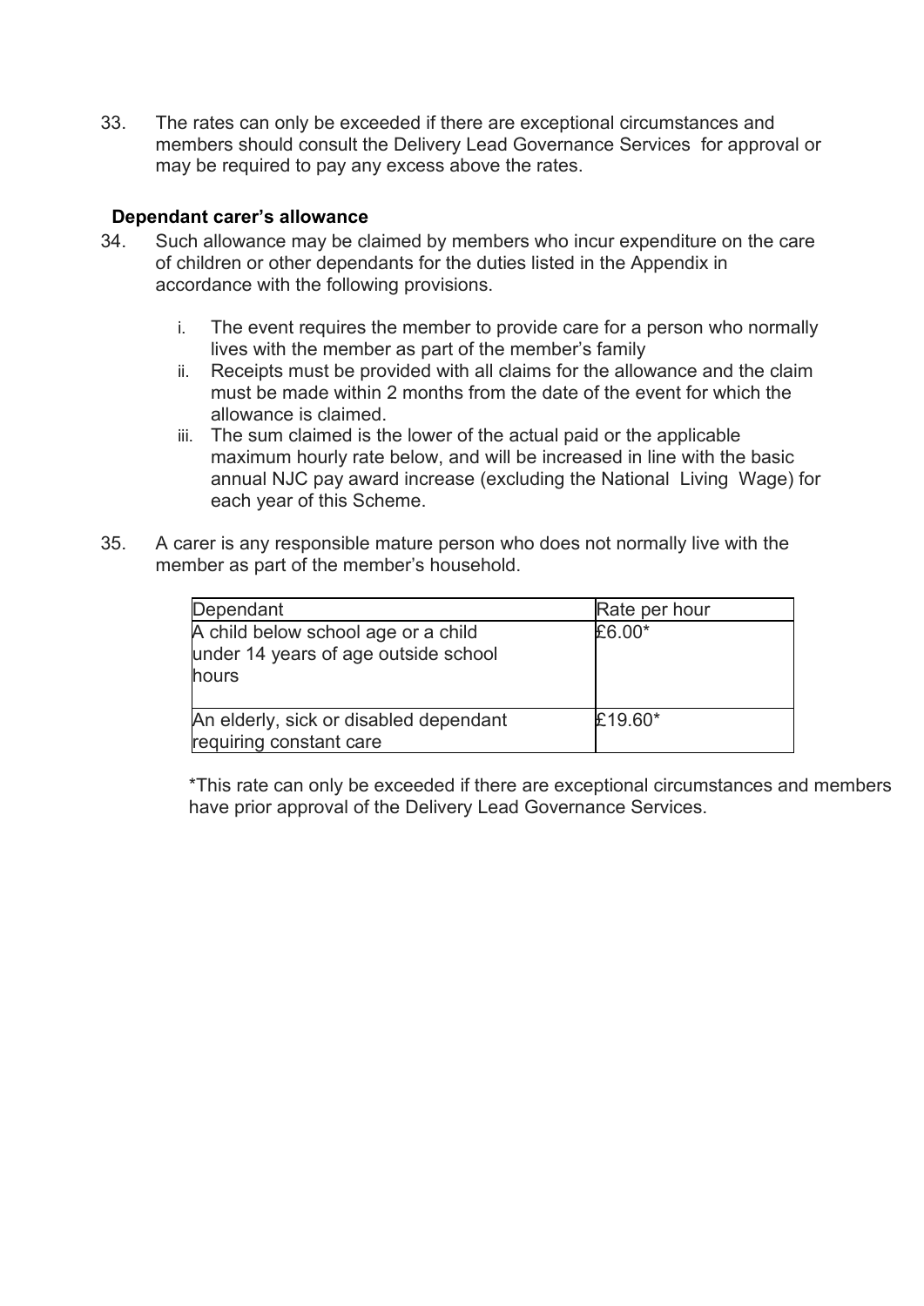33. The rates can only be exceeded if there are exceptional circumstances and members should consult the Delivery Lead Governance Services for approval or may be required to pay any excess above the rates.

**Dependant carer's allowance**

34. Such allowance may be claimed by members who incur expenditure on the care of children or other dependants for the duties listed in the Appendix in accordance with the following provisions.

    i. The event requires the member to provide care for a person who normally lives with the member as part of the member's family
    ii. Receipts must be provided with all claims for the allowance and the claim must be made within 2 months from the date of the event for which the allowance is claimed.
    iii. The sum claimed is the lower of the actual paid or the applicable maximum hourly rate below, and will be increased in line with the basic annual NJC pay award increase (excluding the National Living Wage) for each year of this Scheme.

35. A carer is any responsible mature person who does not normally live with the member as part of the member's household.

| Dependant | Rate per hour |
|---|---|
| A child below school age or a child under 14 years of age outside school hours | £6.00* |
| An elderly, sick or disabled dependant requiring constant care | £19.60* |

*This rate can only be exceeded if there are exceptional circumstances and members have prior approval of the Delivery Lead Governance Services.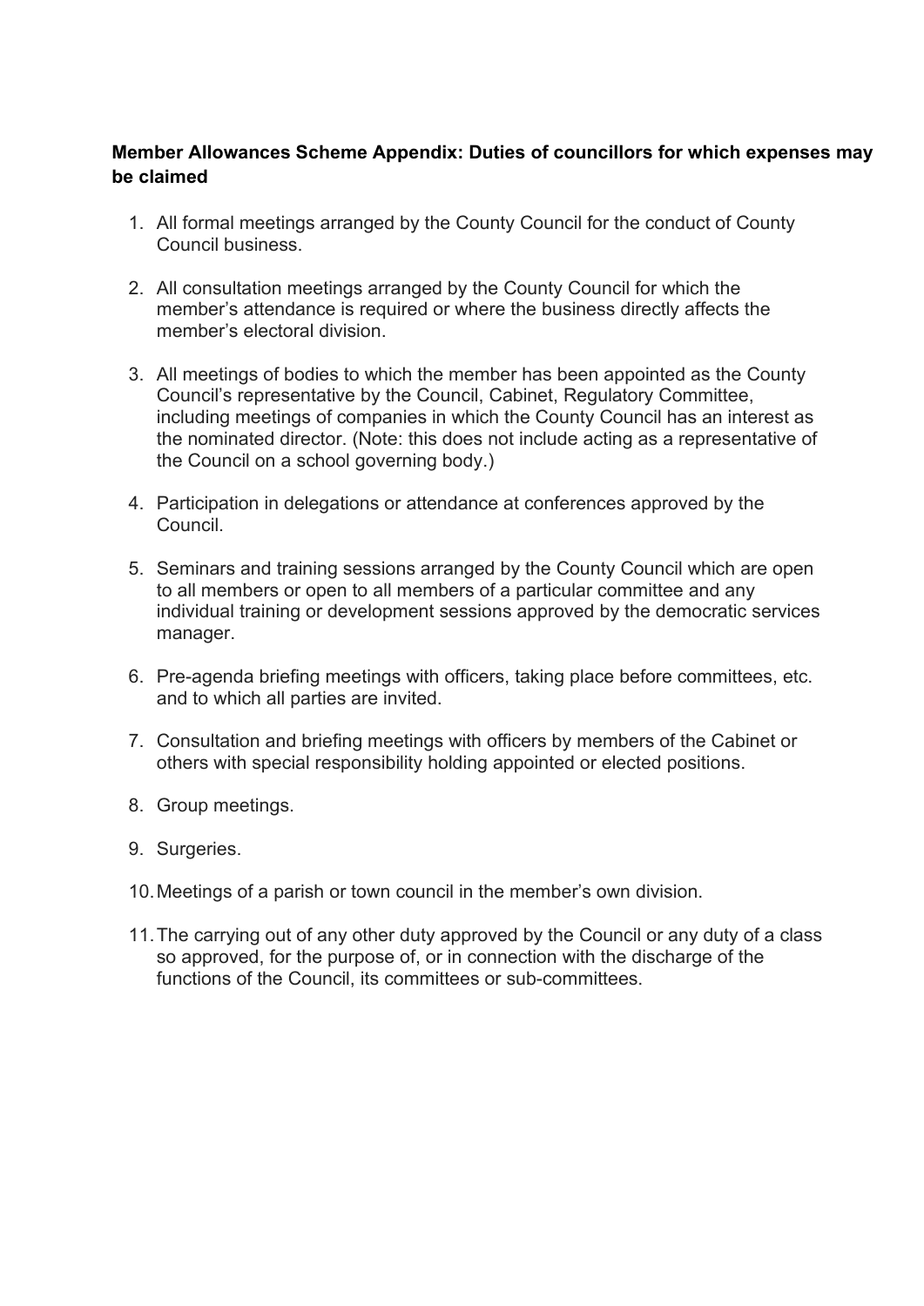**Member Allowances Scheme Appendix: Duties of councillors for which expenses may be claimed**

1. All formal meetings arranged by the County Council for the conduct of County Council business.

2. All consultation meetings arranged by the County Council for which the member's attendance is required or where the business directly affects the member's electoral division.

3. All meetings of bodies to which the member has been appointed as the County Council's representative by the Council, Cabinet, Regulatory Committee, including meetings of companies in which the County Council has an interest as the nominated director. (Note: this does not include acting as a representative of the Council on a school governing body.)

4. Participation in delegations or attendance at conferences approved by the Council.

5. Seminars and training sessions arranged by the County Council which are open to all members or open to all members of a particular committee and any individual training or development sessions approved by the democratic services manager.

6. Pre-agenda briefing meetings with officers, taking place before committees, etc. and to which all parties are invited.

7. Consultation and briefing meetings with officers by members of the Cabinet or others with special responsibility holding appointed or elected positions.

8. Group meetings.

9. Surgeries.

10. Meetings of a parish or town council in the member's own division.

11. The carrying out of any other duty approved by the Council or any duty of a class so approved, for the purpose of, or in connection with the discharge of the functions of the Council, its committees or sub-committees.